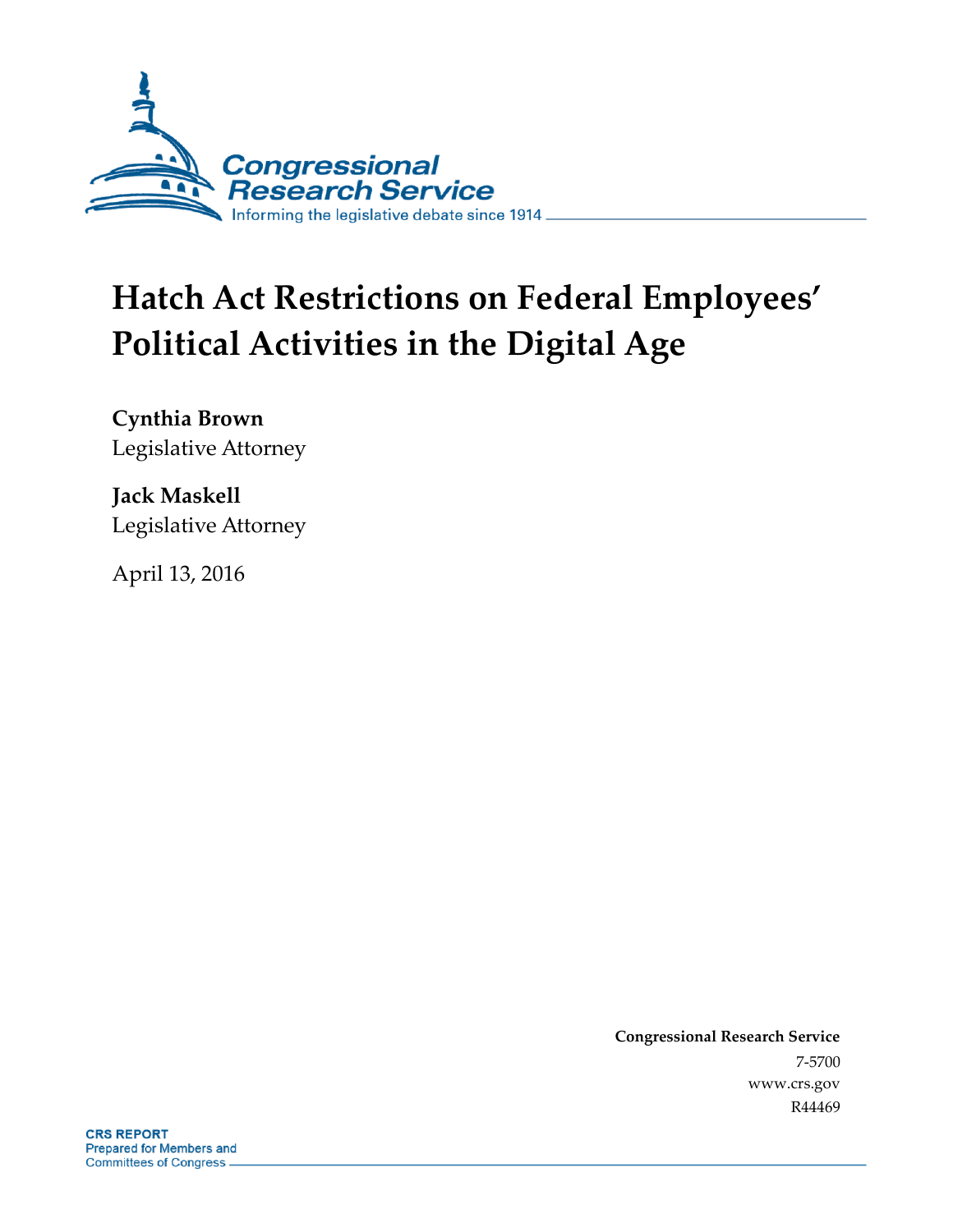Congressional Research Service

Informing the legislative debate since 1914

# Hatch Act Restrictions on Federal Employees' Political Activities in the Digital Age

**Cynthia Brown**
Legislative Attorney

**Jack Maskell**
Legislative Attorney

April 13, 2016

**Congressional Research Service**
7-5700
www.crs.gov
R44469

**CRS REPORT**
Prepared for Members and
Committees of Congress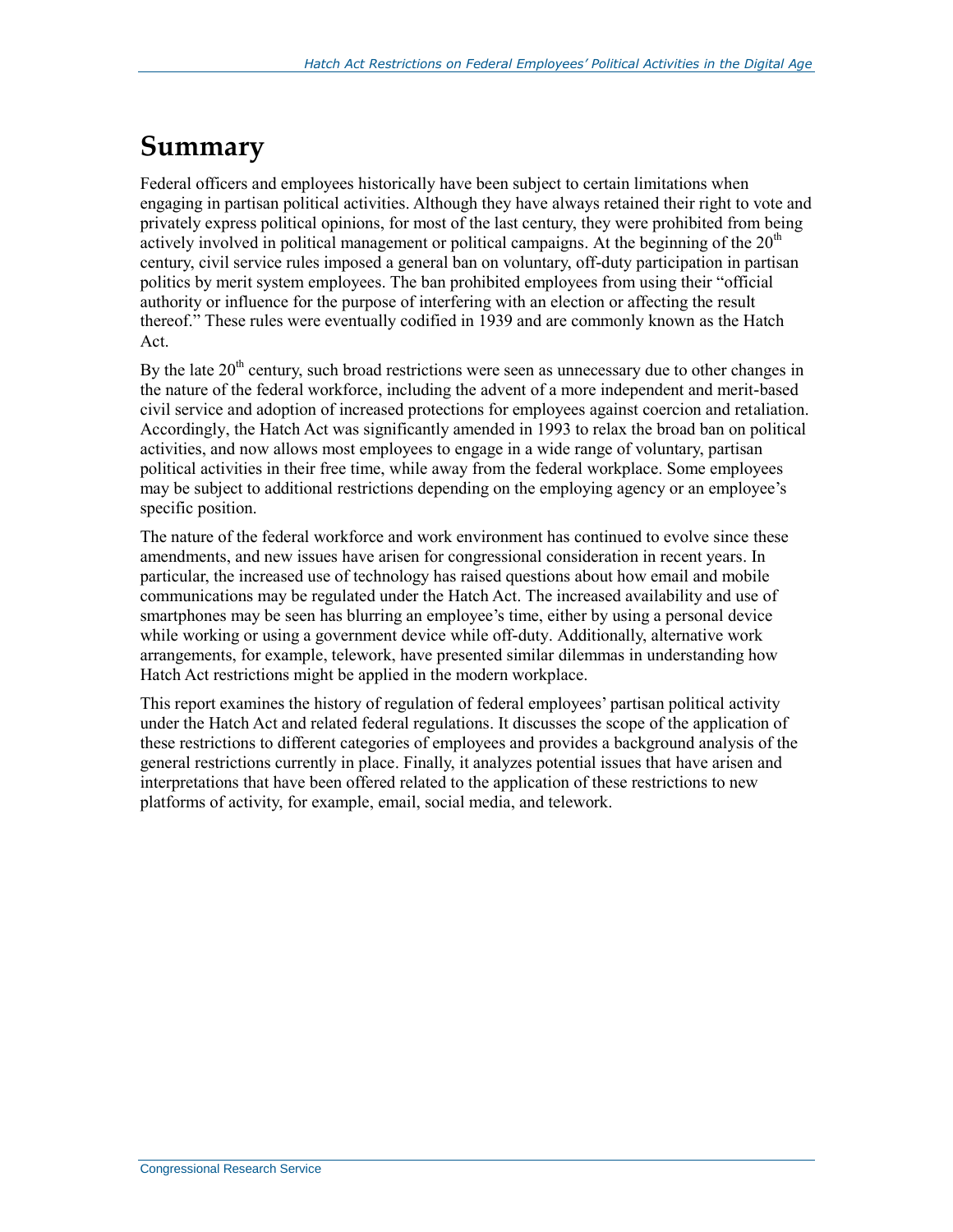# Summary

Federal officers and employees historically have been subject to certain limitations when engaging in partisan political activities. Although they have always retained their right to vote and privately express political opinions, for most of the last century, they were prohibited from being actively involved in political management or political campaigns. At the beginning of the 20th century, civil service rules imposed a general ban on voluntary, off-duty participation in partisan politics by merit system employees. The ban prohibited employees from using their "official authority or influence for the purpose of interfering with an election or affecting the result thereof." These rules were eventually codified in 1939 and are commonly known as the Hatch Act.

By the late 20th century, such broad restrictions were seen as unnecessary due to other changes in the nature of the federal workforce, including the advent of a more independent and merit-based civil service and adoption of increased protections for employees against coercion and retaliation. Accordingly, the Hatch Act was significantly amended in 1993 to relax the broad ban on political activities, and now allows most employees to engage in a wide range of voluntary, partisan political activities in their free time, while away from the federal workplace. Some employees may be subject to additional restrictions depending on the employing agency or an employee's specific position.

The nature of the federal workforce and work environment has continued to evolve since these amendments, and new issues have arisen for congressional consideration in recent years. In particular, the increased use of technology has raised questions about how email and mobile communications may be regulated under the Hatch Act. The increased availability and use of smartphones may be seen has blurring an employee's time, either by using a personal device while working or using a government device while off-duty. Additionally, alternative work arrangements, for example, telework, have presented similar dilemmas in understanding how Hatch Act restrictions might be applied in the modern workplace.

This report examines the history of regulation of federal employees' partisan political activity under the Hatch Act and related federal regulations. It discusses the scope of the application of these restrictions to different categories of employees and provides a background analysis of the general restrictions currently in place. Finally, it analyzes potential issues that have arisen and interpretations that have been offered related to the application of these restrictions to new platforms of activity, for example, email, social media, and telework.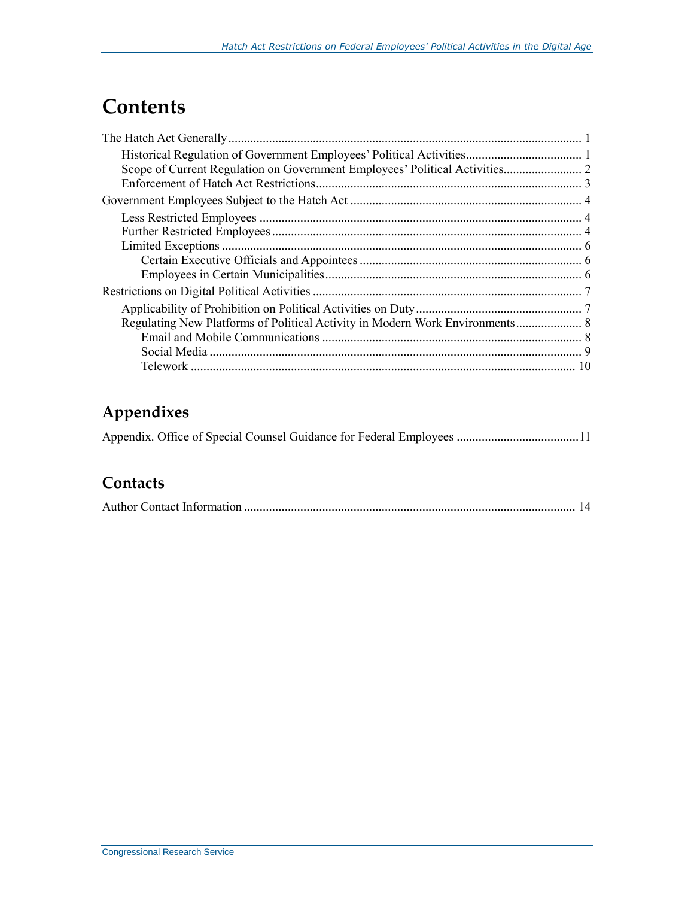# Contents

The Hatch Act Generally ..... 1
- Historical Regulation of Government Employees' Political Activities ..... 1
- Scope of Current Regulation on Government Employees' Political Activities ..... 2
- Enforcement of Hatch Act Restrictions ..... 3

Government Employees Subject to the Hatch Act ..... 4
- Less Restricted Employees ..... 4
- Further Restricted Employees ..... 4
- Limited Exceptions ..... 6
  - Certain Executive Officials and Appointees ..... 6
  - Employees in Certain Municipalities ..... 6

Restrictions on Digital Political Activities ..... 7
- Applicability of Prohibition on Political Activities on Duty ..... 7
- Regulating New Platforms of Political Activity in Modern Work Environments ..... 8
  - Email and Mobile Communications ..... 8
  - Social Media ..... 9
  - Telework ..... 10

## Appendixes

Appendix. Office of Special Counsel Guidance for Federal Employees ..... 11

## Contacts

Author Contact Information ..... 14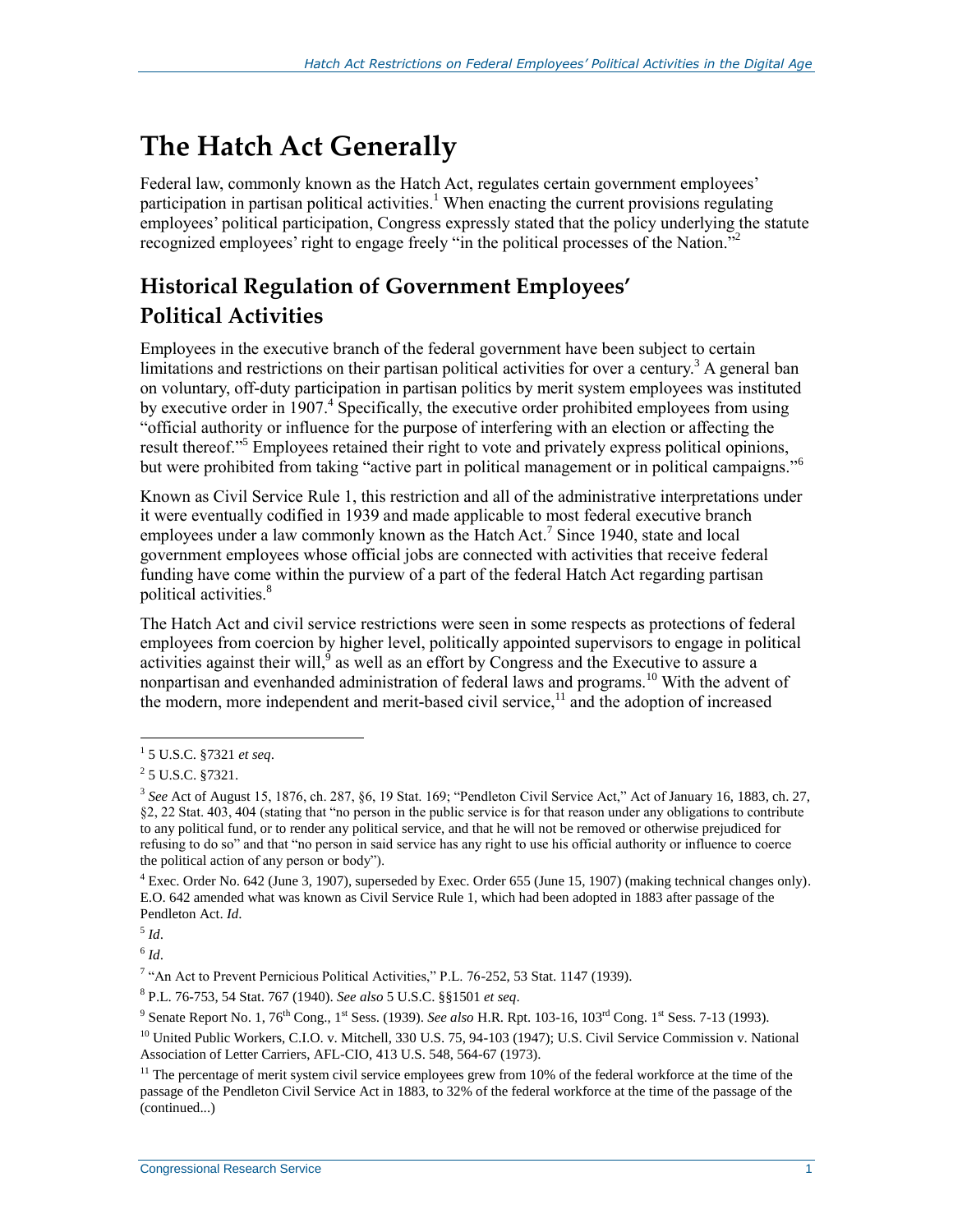# The Hatch Act Generally

Federal law, commonly known as the Hatch Act, regulates certain government employees' participation in partisan political activities.[1] When enacting the current provisions regulating employees' political participation, Congress expressly stated that the policy underlying the statute recognized employees' right to engage freely "in the political processes of the Nation."[2]

## Historical Regulation of Government Employees' Political Activities

Employees in the executive branch of the federal government have been subject to certain limitations and restrictions on their partisan political activities for over a century.[3] A general ban on voluntary, off-duty participation in partisan politics by merit system employees was instituted by executive order in 1907.[4] Specifically, the executive order prohibited employees from using "official authority or influence for the purpose of interfering with an election or affecting the result thereof."[5] Employees retained their right to vote and privately express political opinions, but were prohibited from taking "active part in political management or in political campaigns."[6]

Known as Civil Service Rule 1, this restriction and all of the administrative interpretations under it were eventually codified in 1939 and made applicable to most federal executive branch employees under a law commonly known as the Hatch Act.[7] Since 1940, state and local government employees whose official jobs are connected with activities that receive federal funding have come within the purview of a part of the federal Hatch Act regarding partisan political activities.[8]

The Hatch Act and civil service restrictions were seen in some respects as protections of federal employees from coercion by higher level, politically appointed supervisors to engage in political activities against their will,[9] as well as an effort by Congress and the Executive to assure a nonpartisan and evenhanded administration of federal laws and programs.[10] With the advent of the modern, more independent and merit-based civil service,[11] and the adoption of increased

---

[1] 5 U.S.C. §7321 *et seq*.

[2] 5 U.S.C. §7321.

[3] *See* Act of August 15, 1876, ch. 287, §6, 19 Stat. 169; "Pendleton Civil Service Act," Act of January 16, 1883, ch. 27, §2, 22 Stat. 403, 404 (stating that "no person in the public service is for that reason under any obligations to contribute to any political fund, or to render any political service, and that he will not be removed or otherwise prejudiced for refusing to do so" and that "no person in said service has any right to use his official authority or influence to coerce the political action of any person or body").

[4] Exec. Order No. 642 (June 3, 1907), superseded by Exec. Order 655 (June 15, 1907) (making technical changes only). E.O. 642 amended what was known as Civil Service Rule 1, which had been adopted in 1883 after passage of the Pendleton Act. *Id*.

[5] *Id*.

[6] *Id*.

[7] "An Act to Prevent Pernicious Political Activities," P.L. 76-252, 53 Stat. 1147 (1939).

[8] P.L. 76-753, 54 Stat. 767 (1940). *See also* 5 U.S.C. §§1501 *et seq*.

[9] Senate Report No. 1, 76th Cong., 1st Sess. (1939). *See also* H.R. Rpt. 103-16, 103rd Cong. 1st Sess. 7-13 (1993).

[10] United Public Workers, C.I.O. v. Mitchell, 330 U.S. 75, 94-103 (1947); U.S. Civil Service Commission v. National Association of Letter Carriers, AFL-CIO, 413 U.S. 548, 564-67 (1973).

[11] The percentage of merit system civil service employees grew from 10% of the federal workforce at the time of the passage of the Pendleton Civil Service Act in 1883, to 32% of the federal workforce at the time of the passage of the (continued...)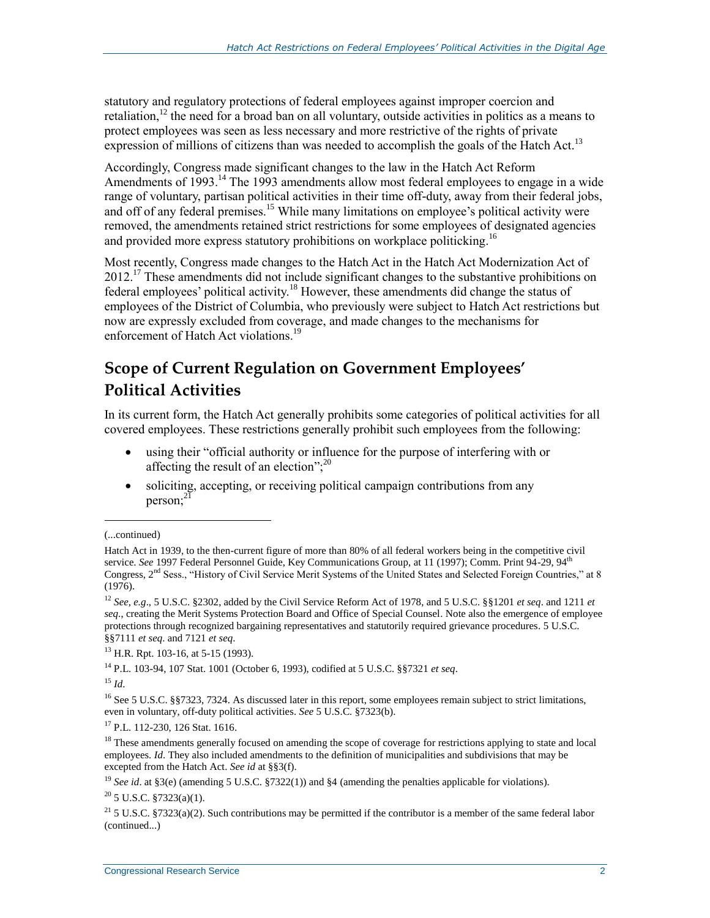statutory and regulatory protections of federal employees against improper coercion and retaliation,[12] the need for a broad ban on all voluntary, outside activities in politics as a means to protect employees was seen as less necessary and more restrictive of the rights of private expression of millions of citizens than was needed to accomplish the goals of the Hatch Act.[13]

Accordingly, Congress made significant changes to the law in the Hatch Act Reform Amendments of 1993.[14] The 1993 amendments allow most federal employees to engage in a wide range of voluntary, partisan political activities in their time off-duty, away from their federal jobs, and off of any federal premises.[15] While many limitations on employee's political activity were removed, the amendments retained strict restrictions for some employees of designated agencies and provided more express statutory prohibitions on workplace politicking.[16]

Most recently, Congress made changes to the Hatch Act in the Hatch Act Modernization Act of 2012.[17] These amendments did not include significant changes to the substantive prohibitions on federal employees' political activity.[18] However, these amendments did change the status of employees of the District of Columbia, who previously were subject to Hatch Act restrictions but now are expressly excluded from coverage, and made changes to the mechanisms for enforcement of Hatch Act violations.[19]

## Scope of Current Regulation on Government Employees' Political Activities

In its current form, the Hatch Act generally prohibits some categories of political activities for all covered employees. These restrictions generally prohibit such employees from the following:

- using their "official authority or influence for the purpose of interfering with or affecting the result of an election";[20]
- soliciting, accepting, or receiving political campaign contributions from any person;[21]

(...continued)

Hatch Act in 1939, to the then-current figure of more than 80% of all federal workers being in the competitive civil service. *See* 1997 Federal Personnel Guide, Key Communications Group, at 11 (1997); Comm. Print 94-29, 94th Congress, 2nd Sess., "History of Civil Service Merit Systems of the United States and Selected Foreign Countries," at 8 (1976).

[12] *See, e.g*., 5 U.S.C. §2302, added by the Civil Service Reform Act of 1978, and 5 U.S.C. §§1201 *et seq*. and 1211 *et seq*., creating the Merit Systems Protection Board and Office of Special Counsel. Note also the emergence of employee protections through recognized bargaining representatives and statutorily required grievance procedures. 5 U.S.C. §§7111 *et seq*. and 7121 *et seq*.

[13] H.R. Rpt. 103-16, at 5-15 (1993).

[14] P.L. 103-94, 107 Stat. 1001 (October 6, 1993), codified at 5 U.S.C. §§7321 *et seq*.

[15] *Id*.

[16] See 5 U.S.C. §§7323, 7324. As discussed later in this report, some employees remain subject to strict limitations, even in voluntary, off-duty political activities. *See* 5 U.S.C. §7323(b).

[17] P.L. 112-230, 126 Stat. 1616.

[18] These amendments generally focused on amending the scope of coverage for restrictions applying to state and local employees. *Id*. They also included amendments to the definition of municipalities and subdivisions that may be excepted from the Hatch Act. *See id* at §§3(f).

[19] *See id*. at §3(e) (amending 5 U.S.C. §7322(1)) and §4 (amending the penalties applicable for violations).

[20] 5 U.S.C. §7323(a)(1).

[21] 5 U.S.C. §7323(a)(2). Such contributions may be permitted if the contributor is a member of the same federal labor (continued...)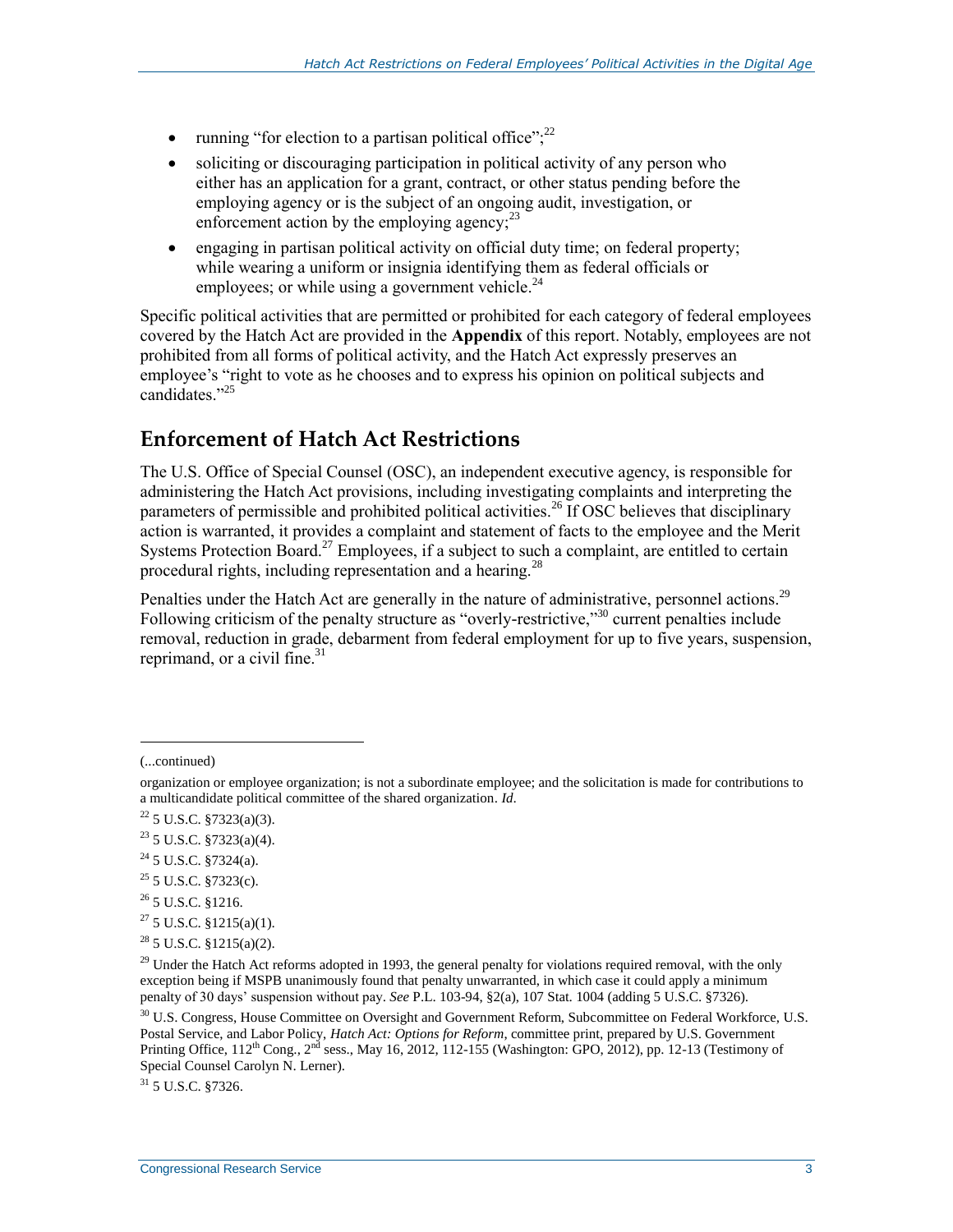- running "for election to a partisan political office";[22]
- soliciting or discouraging participation in political activity of any person who either has an application for a grant, contract, or other status pending before the employing agency or is the subject of an ongoing audit, investigation, or enforcement action by the employing agency;[23]
- engaging in partisan political activity on official duty time; on federal property; while wearing a uniform or insignia identifying them as federal officials or employees; or while using a government vehicle.[24]

Specific political activities that are permitted or prohibited for each category of federal employees covered by the Hatch Act are provided in the **Appendix** of this report. Notably, employees are not prohibited from all forms of political activity, and the Hatch Act expressly preserves an employee's "right to vote as he chooses and to express his opinion on political subjects and candidates."[25]

## Enforcement of Hatch Act Restrictions

The U.S. Office of Special Counsel (OSC), an independent executive agency, is responsible for administering the Hatch Act provisions, including investigating complaints and interpreting the parameters of permissible and prohibited political activities.[26] If OSC believes that disciplinary action is warranted, it provides a complaint and statement of facts to the employee and the Merit Systems Protection Board.[27] Employees, if a subject to such a complaint, are entitled to certain procedural rights, including representation and a hearing.[28]

Penalties under the Hatch Act are generally in the nature of administrative, personnel actions.[29] Following criticism of the penalty structure as "overly-restrictive,"[30] current penalties include removal, reduction in grade, debarment from federal employment for up to five years, suspension, reprimand, or a civil fine.[31]

---

(...continued)

organization or employee organization; is not a subordinate employee; and the solicitation is made for contributions to a multicandidate political committee of the shared organization. *Id*.

[22] 5 U.S.C. §7323(a)(3).

[23] 5 U.S.C. §7323(a)(4).

[24] 5 U.S.C. §7324(a).

[25] 5 U.S.C. §7323(c).

[26] 5 U.S.C. §1216.

[27] 5 U.S.C. §1215(a)(1).

[28] 5 U.S.C. §1215(a)(2).

[29] Under the Hatch Act reforms adopted in 1993, the general penalty for violations required removal, with the only exception being if MSPB unanimously found that penalty unwarranted, in which case it could apply a minimum penalty of 30 days' suspension without pay. *See* P.L. 103-94, §2(a), 107 Stat. 1004 (adding 5 U.S.C. §7326).

[30] U.S. Congress, House Committee on Oversight and Government Reform, Subcommittee on Federal Workforce, U.S. Postal Service, and Labor Policy, *Hatch Act: Options for Reform*, committee print, prepared by U.S. Government Printing Office, 112th Cong., 2nd sess., May 16, 2012, 112-155 (Washington: GPO, 2012), pp. 12-13 (Testimony of Special Counsel Carolyn N. Lerner).

[31] 5 U.S.C. §7326.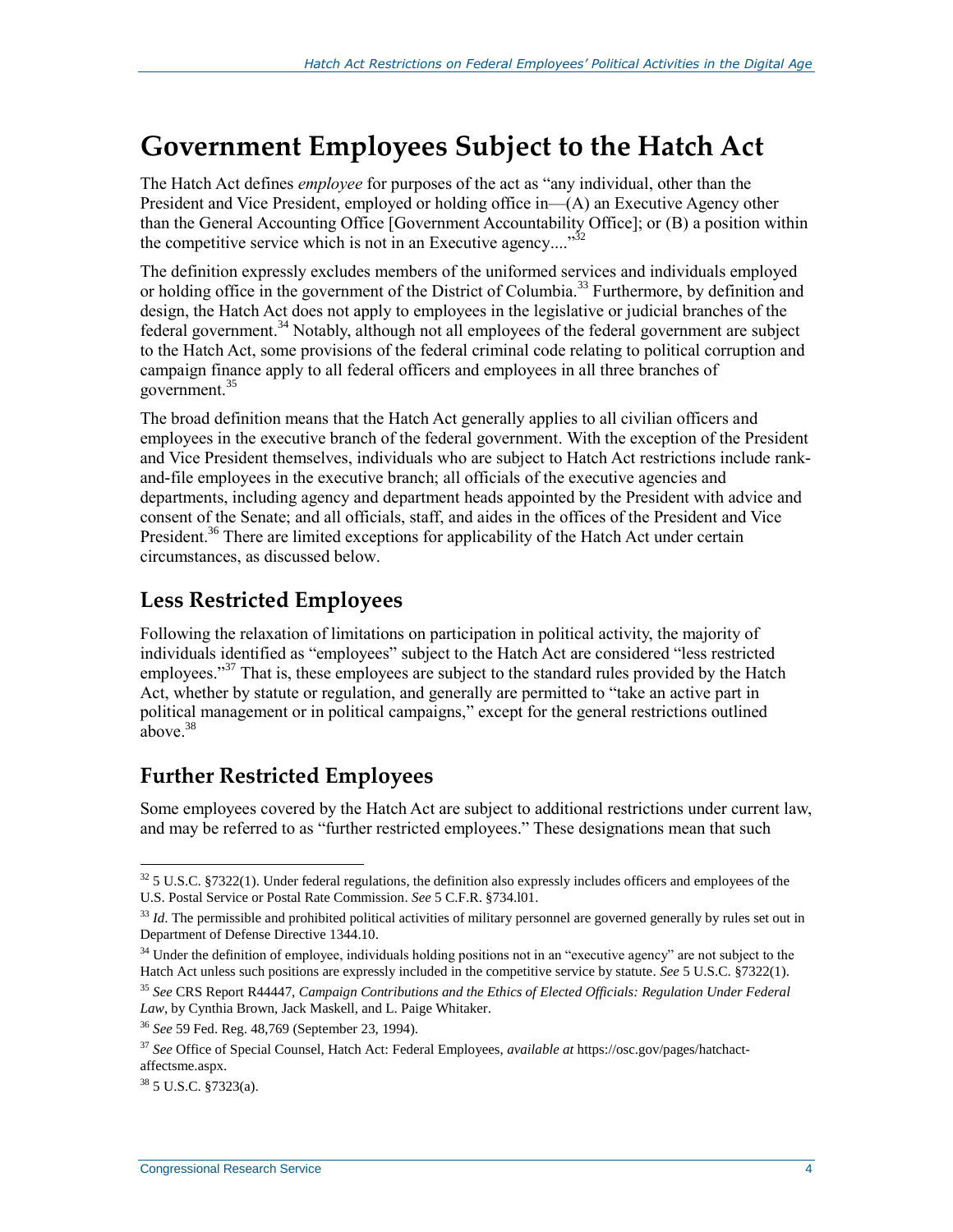# Government Employees Subject to the Hatch Act

The Hatch Act defines *employee* for purposes of the act as "any individual, other than the President and Vice President, employed or holding office in—(A) an Executive Agency other than the General Accounting Office [Government Accountability Office]; or (B) a position within the competitive service which is not in an Executive agency...."[32]

The definition expressly excludes members of the uniformed services and individuals employed or holding office in the government of the District of Columbia.[33] Furthermore, by definition and design, the Hatch Act does not apply to employees in the legislative or judicial branches of the federal government.[34] Notably, although not all employees of the federal government are subject to the Hatch Act, some provisions of the federal criminal code relating to political corruption and campaign finance apply to all federal officers and employees in all three branches of government.[35]

The broad definition means that the Hatch Act generally applies to all civilian officers and employees in the executive branch of the federal government. With the exception of the President and Vice President themselves, individuals who are subject to Hatch Act restrictions include rank-and-file employees in the executive branch; all officials of the executive agencies and departments, including agency and department heads appointed by the President with advice and consent of the Senate; and all officials, staff, and aides in the offices of the President and Vice President.[36] There are limited exceptions for applicability of the Hatch Act under certain circumstances, as discussed below.

## Less Restricted Employees

Following the relaxation of limitations on participation in political activity, the majority of individuals identified as "employees" subject to the Hatch Act are considered "less restricted employees."[37] That is, these employees are subject to the standard rules provided by the Hatch Act, whether by statute or regulation, and generally are permitted to "take an active part in political management or in political campaigns," except for the general restrictions outlined above.[38]

## Further Restricted Employees

Some employees covered by the Hatch Act are subject to additional restrictions under current law, and may be referred to as "further restricted employees." These designations mean that such

---

[32] 5 U.S.C. §7322(1). Under federal regulations, the definition also expressly includes officers and employees of the U.S. Postal Service or Postal Rate Commission. *See* 5 C.F.R. §734.l01.

[33] *Id.* The permissible and prohibited political activities of military personnel are governed generally by rules set out in Department of Defense Directive 1344.10.

[34] Under the definition of employee, individuals holding positions not in an "executive agency" are not subject to the Hatch Act unless such positions are expressly included in the competitive service by statute. *See* 5 U.S.C. §7322(1).

[35] *See* CRS Report R44447, *Campaign Contributions and the Ethics of Elected Officials: Regulation Under Federal Law*, by Cynthia Brown, Jack Maskell, and L. Paige Whitaker.

[36] *See* 59 Fed. Reg. 48,769 (September 23, 1994).

[37] *See* Office of Special Counsel, Hatch Act: Federal Employees, *available at* https://osc.gov/pages/hatchact-affectsme.aspx.

[38] 5 U.S.C. §7323(a).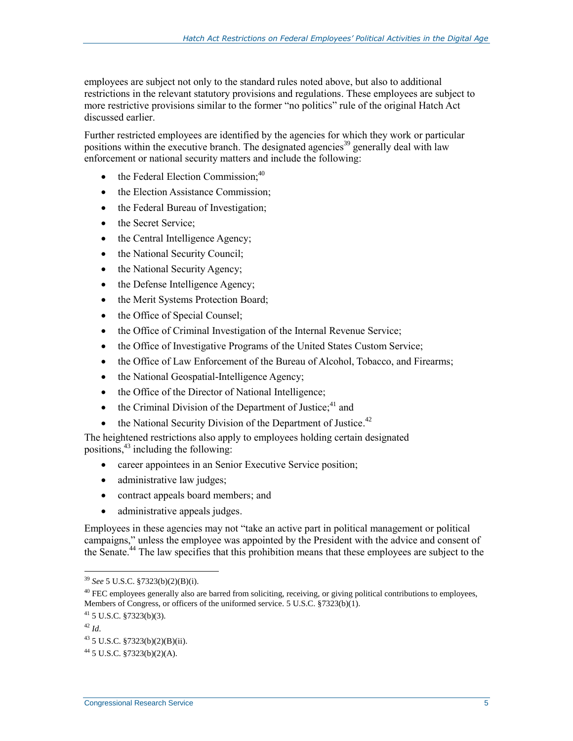employees are subject not only to the standard rules noted above, but also to additional restrictions in the relevant statutory provisions and regulations. These employees are subject to more restrictive provisions similar to the former "no politics" rule of the original Hatch Act discussed earlier.

Further restricted employees are identified by the agencies for which they work or particular positions within the executive branch. The designated agencies[39] generally deal with law enforcement or national security matters and include the following:

- the Federal Election Commission;[40]
- the Election Assistance Commission;
- the Federal Bureau of Investigation;
- the Secret Service;
- the Central Intelligence Agency;
- the National Security Council;
- the National Security Agency;
- the Defense Intelligence Agency;
- the Merit Systems Protection Board;
- the Office of Special Counsel;
- the Office of Criminal Investigation of the Internal Revenue Service;
- the Office of Investigative Programs of the United States Custom Service;
- the Office of Law Enforcement of the Bureau of Alcohol, Tobacco, and Firearms;
- the National Geospatial-Intelligence Agency;
- the Office of the Director of National Intelligence;
- the Criminal Division of the Department of Justice;[41] and
- the National Security Division of the Department of Justice.[42]

The heightened restrictions also apply to employees holding certain designated positions,[43] including the following:

- career appointees in an Senior Executive Service position;
- administrative law judges;
- contract appeals board members; and
- administrative appeals judges.

Employees in these agencies may not "take an active part in political management or political campaigns," unless the employee was appointed by the President with the advice and consent of the Senate.[44] The law specifies that this prohibition means that these employees are subject to the

---

[39] *See* 5 U.S.C. §7323(b)(2)(B)(i).

[40] FEC employees generally also are barred from soliciting, receiving, or giving political contributions to employees, Members of Congress, or officers of the uniformed service. 5 U.S.C. §7323(b)(1).

[41] 5 U.S.C. §7323(b)(3).

[42] *Id*.

[43] 5 U.S.C. §7323(b)(2)(B)(ii).

[44] 5 U.S.C. §7323(b)(2)(A).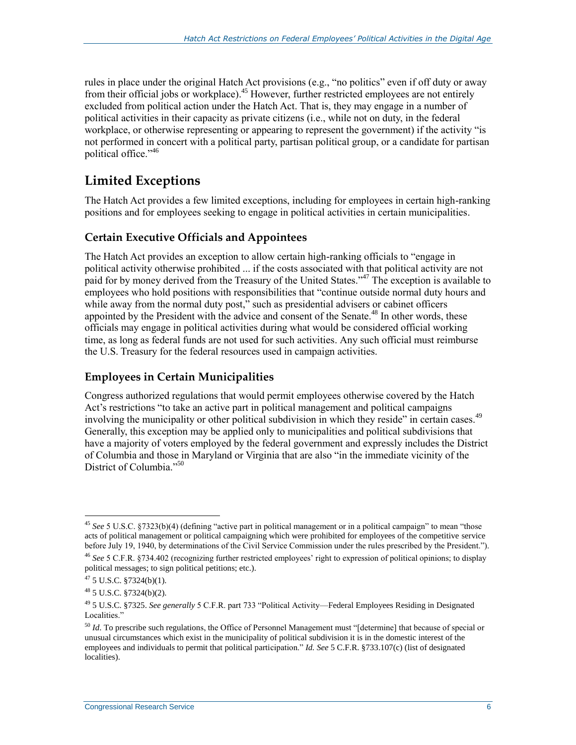rules in place under the original Hatch Act provisions (e.g., "no politics" even if off duty or away from their official jobs or workplace).[45] However, further restricted employees are not entirely excluded from political action under the Hatch Act. That is, they may engage in a number of political activities in their capacity as private citizens (i.e., while not on duty, in the federal workplace, or otherwise representing or appearing to represent the government) if the activity "is not performed in concert with a political party, partisan political group, or a candidate for partisan political office."[46]

## Limited Exceptions

The Hatch Act provides a few limited exceptions, including for employees in certain high-ranking positions and for employees seeking to engage in political activities in certain municipalities.

### Certain Executive Officials and Appointees

The Hatch Act provides an exception to allow certain high-ranking officials to "engage in political activity otherwise prohibited ... if the costs associated with that political activity are not paid for by money derived from the Treasury of the United States."[47] The exception is available to employees who hold positions with responsibilities that "continue outside normal duty hours and while away from the normal duty post," such as presidential advisers or cabinet officers appointed by the President with the advice and consent of the Senate.[48] In other words, these officials may engage in political activities during what would be considered official working time, as long as federal funds are not used for such activities. Any such official must reimburse the U.S. Treasury for the federal resources used in campaign activities.

### Employees in Certain Municipalities

Congress authorized regulations that would permit employees otherwise covered by the Hatch Act's restrictions "to take an active part in political management and political campaigns involving the municipality or other political subdivision in which they reside" in certain cases.[49] Generally, this exception may be applied only to municipalities and political subdivisions that have a majority of voters employed by the federal government and expressly includes the District of Columbia and those in Maryland or Virginia that are also "in the immediate vicinity of the District of Columbia."[50]

---

[45] *See* 5 U.S.C. §7323(b)(4) (defining "active part in political management or in a political campaign" to mean "those acts of political management or political campaigning which were prohibited for employees of the competitive service before July 19, 1940, by determinations of the Civil Service Commission under the rules prescribed by the President.").

[46] *See* 5 C.F.R. §734.402 (recognizing further restricted employees' right to expression of political opinions; to display political messages; to sign political petitions; etc.).

[47] 5 U.S.C. §7324(b)(1).

[48] 5 U.S.C. §7324(b)(2).

[49] 5 U.S.C. §7325. *See generally* 5 C.F.R. part 733 "Political Activity—Federal Employees Residing in Designated Localities."

[50] *Id.* To prescribe such regulations, the Office of Personnel Management must "[determine] that because of special or unusual circumstances which exist in the municipality of political subdivision it is in the domestic interest of the employees and individuals to permit that political participation." *Id. See* 5 C.F.R. §733.107(c) (list of designated localities).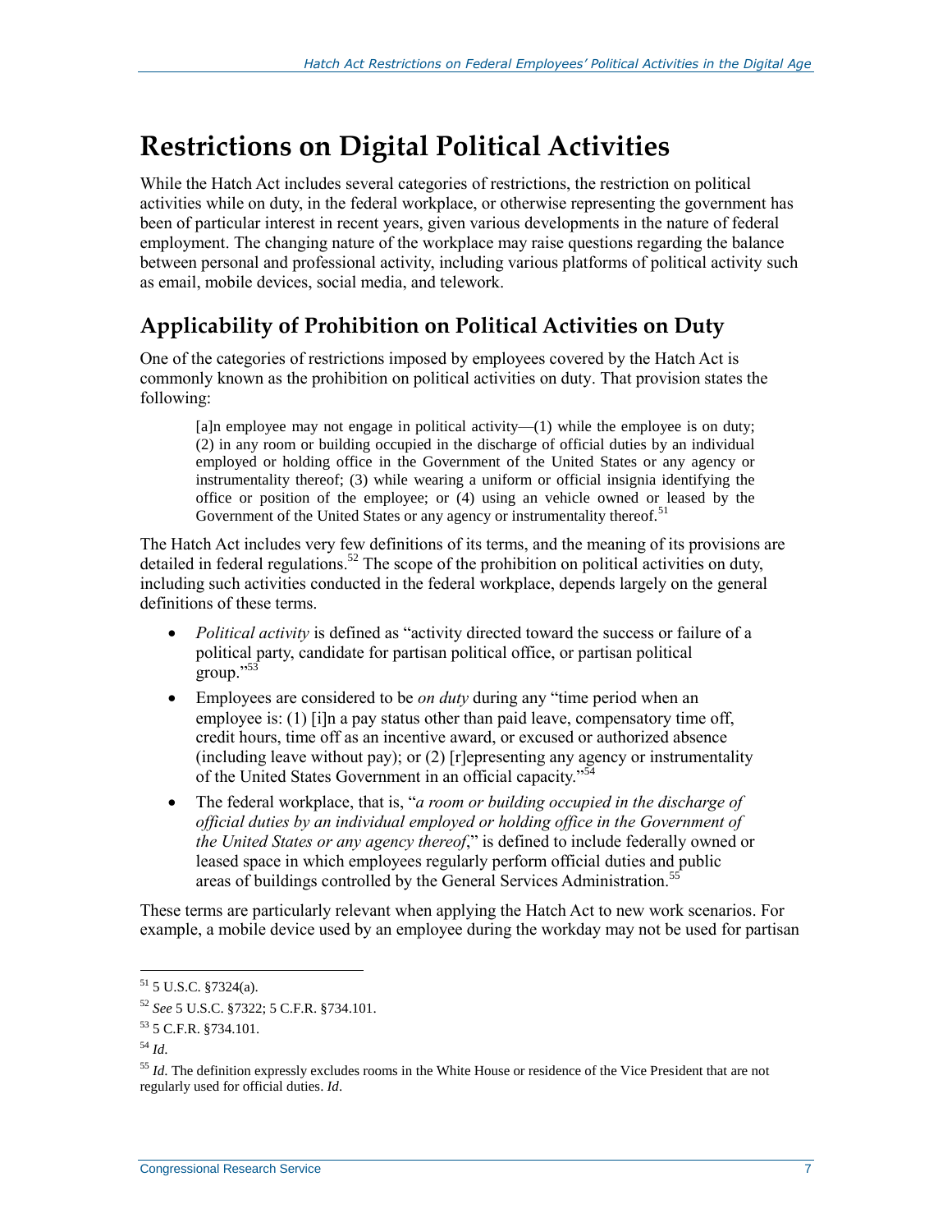# Restrictions on Digital Political Activities

While the Hatch Act includes several categories of restrictions, the restriction on political activities while on duty, in the federal workplace, or otherwise representing the government has been of particular interest in recent years, given various developments in the nature of federal employment. The changing nature of the workplace may raise questions regarding the balance between personal and professional activity, including various platforms of political activity such as email, mobile devices, social media, and telework.

## Applicability of Prohibition on Political Activities on Duty

One of the categories of restrictions imposed by employees covered by the Hatch Act is commonly known as the prohibition on political activities on duty. That provision states the following:

> [a]n employee may not engage in political activity—(1) while the employee is on duty; (2) in any room or building occupied in the discharge of official duties by an individual employed or holding office in the Government of the United States or any agency or instrumentality thereof; (3) while wearing a uniform or official insignia identifying the office or position of the employee; or (4) using an vehicle owned or leased by the Government of the United States or any agency or instrumentality thereof.[51]

The Hatch Act includes very few definitions of its terms, and the meaning of its provisions are detailed in federal regulations.[52] The scope of the prohibition on political activities on duty, including such activities conducted in the federal workplace, depends largely on the general definitions of these terms.

- *Political activity* is defined as "activity directed toward the success or failure of a political party, candidate for partisan political office, or partisan political group."[53]
- Employees are considered to be *on duty* during any "time period when an employee is: (1) [i]n a pay status other than paid leave, compensatory time off, credit hours, time off as an incentive award, or excused or authorized absence (including leave without pay); or (2) [r]epresenting any agency or instrumentality of the United States Government in an official capacity."[54]
- The federal workplace, that is, "*a room or building occupied in the discharge of official duties by an individual employed or holding office in the Government of the United States or any agency thereof*," is defined to include federally owned or leased space in which employees regularly perform official duties and public areas of buildings controlled by the General Services Administration.[55]

These terms are particularly relevant when applying the Hatch Act to new work scenarios. For example, a mobile device used by an employee during the workday may not be used for partisan

---

[51] 5 U.S.C. §7324(a).

[52] *See* 5 U.S.C. §7322; 5 C.F.R. §734.101.

[53] 5 C.F.R. §734.101.

[54] *Id*.

[55] *Id*. The definition expressly excludes rooms in the White House or residence of the Vice President that are not regularly used for official duties. *Id*.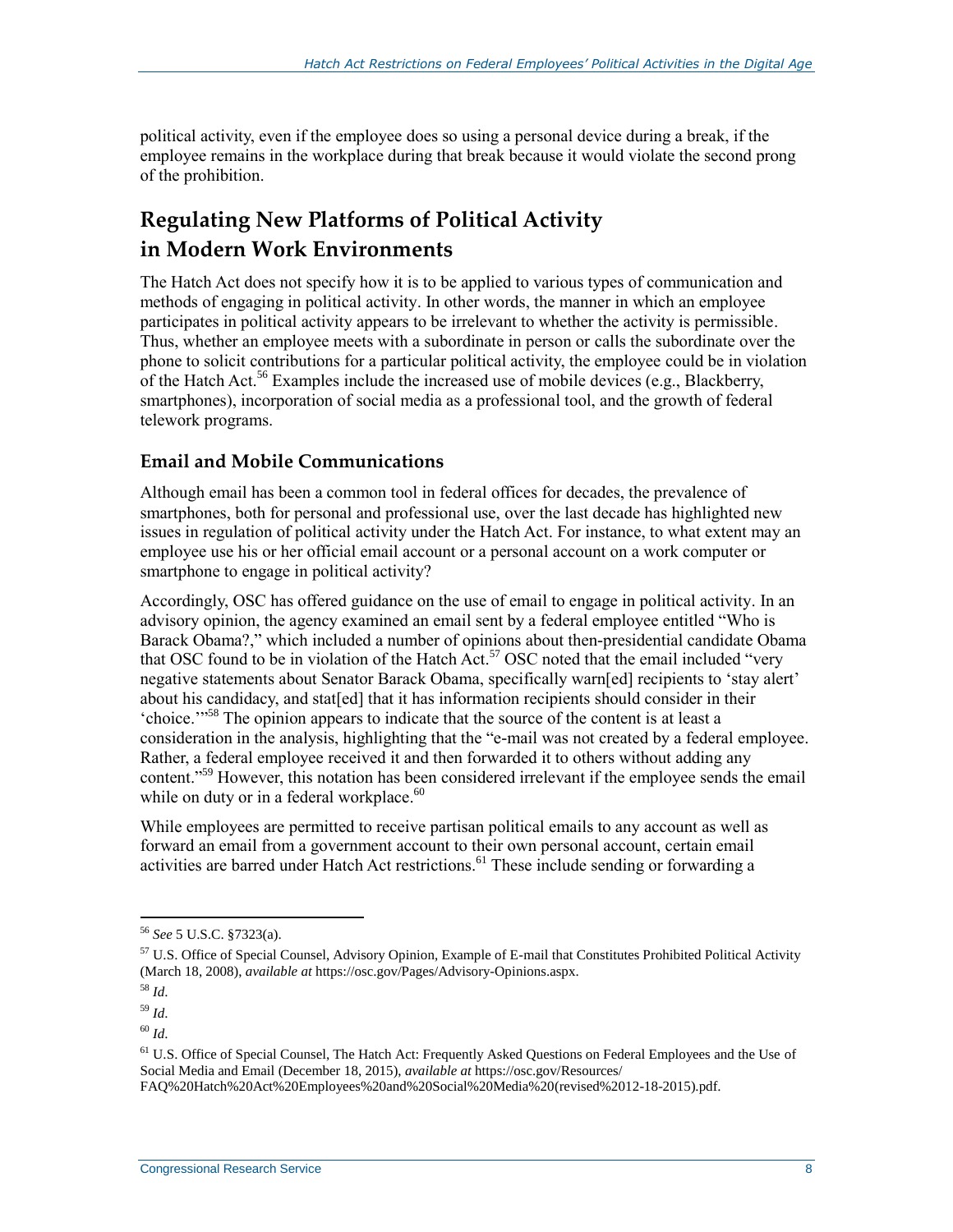political activity, even if the employee does so using a personal device during a break, if the employee remains in the workplace during that break because it would violate the second prong of the prohibition.

## Regulating New Platforms of Political Activity in Modern Work Environments

The Hatch Act does not specify how it is to be applied to various types of communication and methods of engaging in political activity. In other words, the manner in which an employee participates in political activity appears to be irrelevant to whether the activity is permissible. Thus, whether an employee meets with a subordinate in person or calls the subordinate over the phone to solicit contributions for a particular political activity, the employee could be in violation of the Hatch Act.[56] Examples include the increased use of mobile devices (e.g., Blackberry, smartphones), incorporation of social media as a professional tool, and the growth of federal telework programs.

### Email and Mobile Communications

Although email has been a common tool in federal offices for decades, the prevalence of smartphones, both for personal and professional use, over the last decade has highlighted new issues in regulation of political activity under the Hatch Act. For instance, to what extent may an employee use his or her official email account or a personal account on a work computer or smartphone to engage in political activity?

Accordingly, OSC has offered guidance on the use of email to engage in political activity. In an advisory opinion, the agency examined an email sent by a federal employee entitled "Who is Barack Obama?," which included a number of opinions about then-presidential candidate Obama that OSC found to be in violation of the Hatch Act.[57] OSC noted that the email included "very negative statements about Senator Barack Obama, specifically warn[ed] recipients to 'stay alert' about his candidacy, and stat[ed] that it has information recipients should consider in their 'choice.'"[58] The opinion appears to indicate that the source of the content is at least a consideration in the analysis, highlighting that the "e-mail was not created by a federal employee. Rather, a federal employee received it and then forwarded it to others without adding any content."[59] However, this notation has been considered irrelevant if the employee sends the email while on duty or in a federal workplace.[60]

While employees are permitted to receive partisan political emails to any account as well as forward an email from a government account to their own personal account, certain email activities are barred under Hatch Act restrictions.[61] These include sending or forwarding a

---

[56] *See* 5 U.S.C. §7323(a).

[57] U.S. Office of Special Counsel, Advisory Opinion, Example of E-mail that Constitutes Prohibited Political Activity (March 18, 2008), *available at* https://osc.gov/Pages/Advisory-Opinions.aspx.

[58] *Id.*

[59] *Id.*

[60] *Id.*

[61] U.S. Office of Special Counsel, The Hatch Act: Frequently Asked Questions on Federal Employees and the Use of Social Media and Email (December 18, 2015), *available at* https://osc.gov/Resources/FAQ%20Hatch%20Act%20Employees%20and%20Social%20Media%20(revised%2012-18-2015).pdf.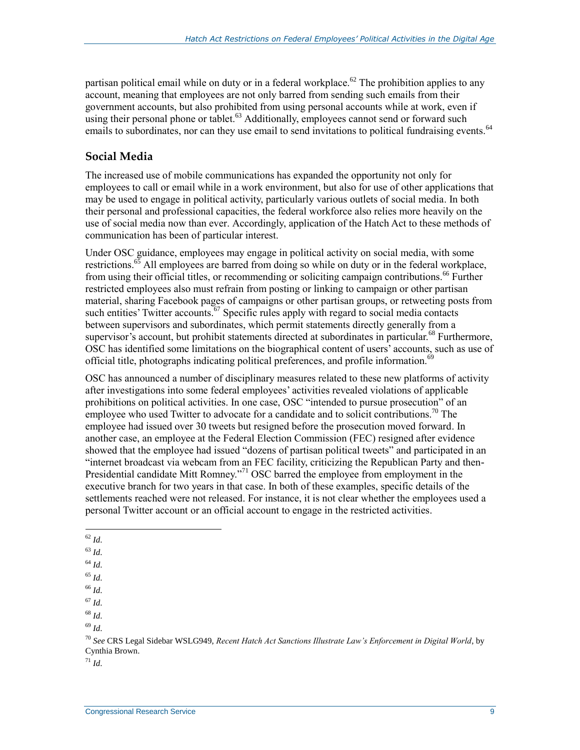partisan political email while on duty or in a federal workplace.[62] The prohibition applies to any account, meaning that employees are not only barred from sending such emails from their government accounts, but also prohibited from using personal accounts while at work, even if using their personal phone or tablet.[63] Additionally, employees cannot send or forward such emails to subordinates, nor can they use email to send invitations to political fundraising events.[64]

### Social Media

The increased use of mobile communications has expanded the opportunity not only for employees to call or email while in a work environment, but also for use of other applications that may be used to engage in political activity, particularly various outlets of social media. In both their personal and professional capacities, the federal workforce also relies more heavily on the use of social media now than ever. Accordingly, application of the Hatch Act to these methods of communication has been of particular interest.

Under OSC guidance, employees may engage in political activity on social media, with some restrictions.[65] All employees are barred from doing so while on duty or in the federal workplace, from using their official titles, or recommending or soliciting campaign contributions.[66] Further restricted employees also must refrain from posting or linking to campaign or other partisan material, sharing Facebook pages of campaigns or other partisan groups, or retweeting posts from such entities' Twitter accounts.[67] Specific rules apply with regard to social media contacts between supervisors and subordinates, which permit statements directly generally from a supervisor's account, but prohibit statements directed at subordinates in particular.[68] Furthermore, OSC has identified some limitations on the biographical content of users' accounts, such as use of official title, photographs indicating political preferences, and profile information.[69]

OSC has announced a number of disciplinary measures related to these new platforms of activity after investigations into some federal employees' activities revealed violations of applicable prohibitions on political activities. In one case, OSC "intended to pursue prosecution" of an employee who used Twitter to advocate for a candidate and to solicit contributions.[70] The employee had issued over 30 tweets but resigned before the prosecution moved forward. In another case, an employee at the Federal Election Commission (FEC) resigned after evidence showed that the employee had issued "dozens of partisan political tweets" and participated in an "internet broadcast via webcam from an FEC facility, criticizing the Republican Party and then-Presidential candidate Mitt Romney."[71] OSC barred the employee from employment in the executive branch for two years in that case. In both of these examples, specific details of the settlements reached were not released. For instance, it is not clear whether the employees used a personal Twitter account or an official account to engage in the restricted activities.

---

[62] *Id.*

[63] *Id.*

[64] *Id.*

[65] *Id.*

[66] *Id.*

[67] *Id.*

[68] *Id.*

[69] *Id.*

[70] *See* CRS Legal Sidebar WSLG949, *Recent Hatch Act Sanctions Illustrate Law's Enforcement in Digital World*, by Cynthia Brown.

[71] *Id.*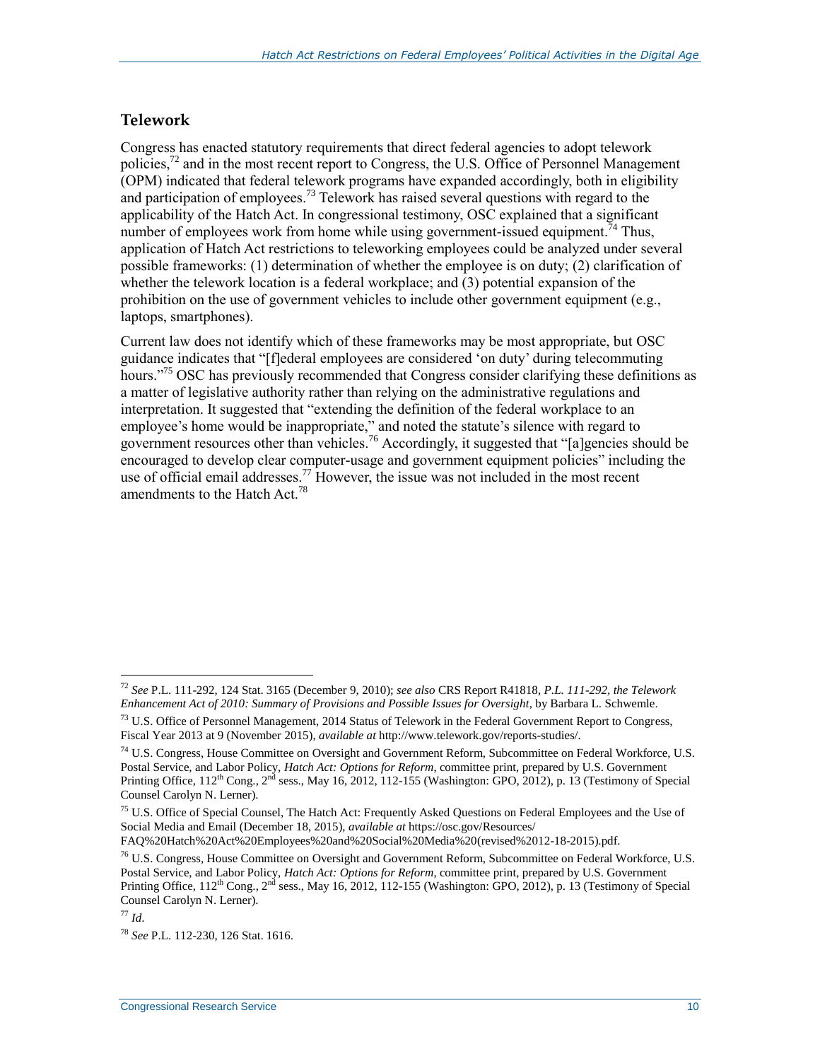## Telework

Congress has enacted statutory requirements that direct federal agencies to adopt telework policies,[72] and in the most recent report to Congress, the U.S. Office of Personnel Management (OPM) indicated that federal telework programs have expanded accordingly, both in eligibility and participation of employees.[73] Telework has raised several questions with regard to the applicability of the Hatch Act. In congressional testimony, OSC explained that a significant number of employees work from home while using government-issued equipment.[74] Thus, application of Hatch Act restrictions to teleworking employees could be analyzed under several possible frameworks: (1) determination of whether the employee is on duty; (2) clarification of whether the telework location is a federal workplace; and (3) potential expansion of the prohibition on the use of government vehicles to include other government equipment (e.g., laptops, smartphones).

Current law does not identify which of these frameworks may be most appropriate, but OSC guidance indicates that "[f]ederal employees are considered 'on duty' during telecommuting hours."[75] OSC has previously recommended that Congress consider clarifying these definitions as a matter of legislative authority rather than relying on the administrative regulations and interpretation. It suggested that "extending the definition of the federal workplace to an employee's home would be inappropriate," and noted the statute's silence with regard to government resources other than vehicles.[76] Accordingly, it suggested that "[a]gencies should be encouraged to develop clear computer-usage and government equipment policies" including the use of official email addresses.[77] However, the issue was not included in the most recent amendments to the Hatch Act.[78]

---

[72] *See* P.L. 111-292, 124 Stat. 3165 (December 9, 2010); *see also* CRS Report R41818, *P.L. 111-292, the Telework Enhancement Act of 2010: Summary of Provisions and Possible Issues for Oversight*, by Barbara L. Schwemle.

[73] U.S. Office of Personnel Management, 2014 Status of Telework in the Federal Government Report to Congress, Fiscal Year 2013 at 9 (November 2015), *available at* http://www.telework.gov/reports-studies/.

[74] U.S. Congress, House Committee on Oversight and Government Reform, Subcommittee on Federal Workforce, U.S. Postal Service, and Labor Policy, *Hatch Act: Options for Reform*, committee print, prepared by U.S. Government Printing Office, 112th Cong., 2nd sess., May 16, 2012, 112-155 (Washington: GPO, 2012), p. 13 (Testimony of Special Counsel Carolyn N. Lerner).

[75] U.S. Office of Special Counsel, The Hatch Act: Frequently Asked Questions on Federal Employees and the Use of Social Media and Email (December 18, 2015), *available at* https://osc.gov/Resources/FAQ%20Hatch%20Act%20Employees%20and%20Social%20Media%20(revised%2012-18-2015).pdf.

[76] U.S. Congress, House Committee on Oversight and Government Reform, Subcommittee on Federal Workforce, U.S. Postal Service, and Labor Policy, *Hatch Act: Options for Reform*, committee print, prepared by U.S. Government Printing Office, 112th Cong., 2nd sess., May 16, 2012, 112-155 (Washington: GPO, 2012), p. 13 (Testimony of Special Counsel Carolyn N. Lerner).

[77] *Id*.

[78] *See* P.L. 112-230, 126 Stat. 1616.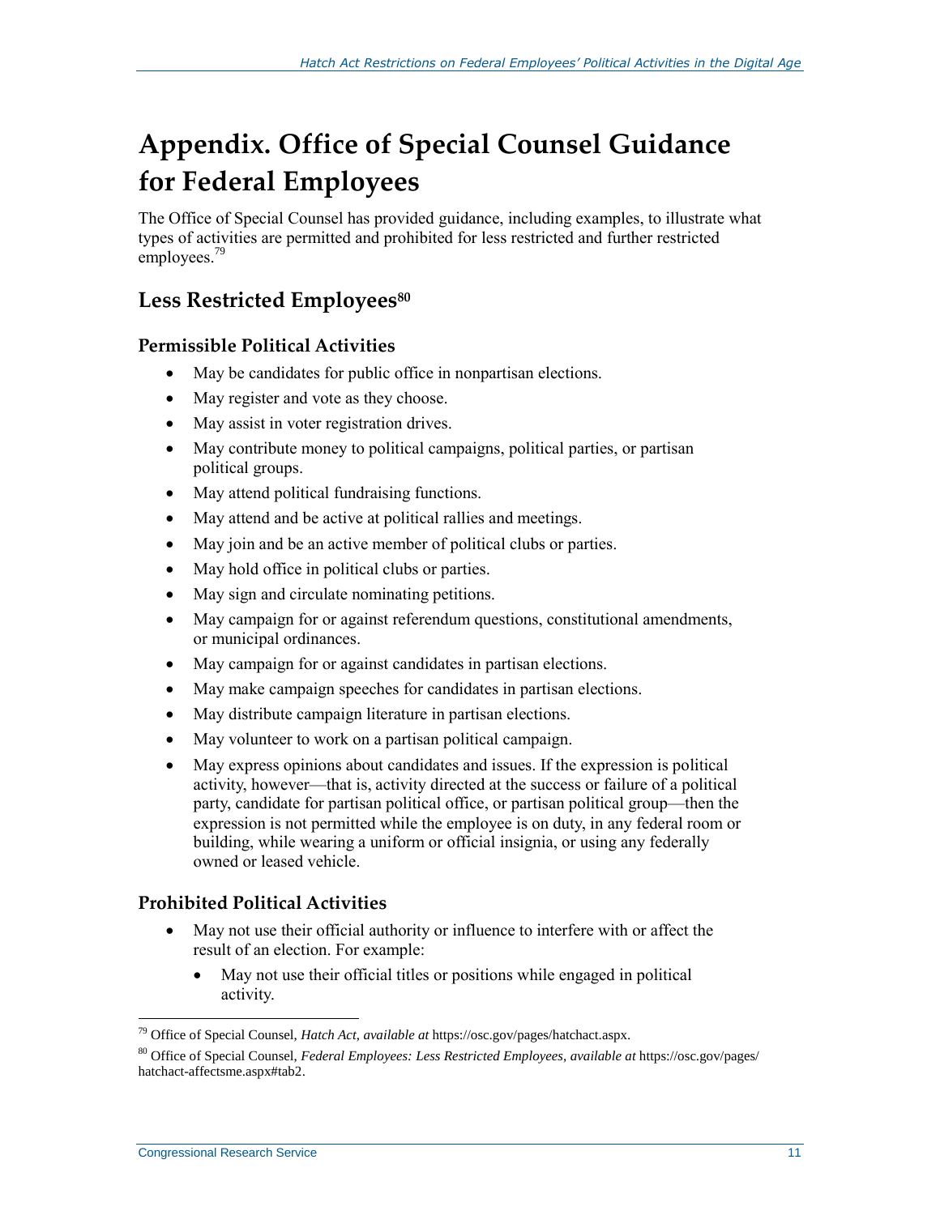# Appendix. Office of Special Counsel Guidance for Federal Employees

The Office of Special Counsel has provided guidance, including examples, to illustrate what types of activities are permitted and prohibited for less restricted and further restricted employees.[79]

## Less Restricted Employees[80]

### Permissible Political Activities

- May be candidates for public office in nonpartisan elections.
- May register and vote as they choose.
- May assist in voter registration drives.
- May contribute money to political campaigns, political parties, or partisan political groups.
- May attend political fundraising functions.
- May attend and be active at political rallies and meetings.
- May join and be an active member of political clubs or parties.
- May hold office in political clubs or parties.
- May sign and circulate nominating petitions.
- May campaign for or against referendum questions, constitutional amendments, or municipal ordinances.
- May campaign for or against candidates in partisan elections.
- May make campaign speeches for candidates in partisan elections.
- May distribute campaign literature in partisan elections.
- May volunteer to work on a partisan political campaign.
- May express opinions about candidates and issues. If the expression is political activity, however—that is, activity directed at the success or failure of a political party, candidate for partisan political office, or partisan political group—then the expression is not permitted while the employee is on duty, in any federal room or building, while wearing a uniform or official insignia, or using any federally owned or leased vehicle.

### Prohibited Political Activities

- May not use their official authority or influence to interfere with or affect the result of an election. For example:
  - May not use their official titles or positions while engaged in political activity.

[79] Office of Special Counsel, *Hatch Act, available at* https://osc.gov/pages/hatchact.aspx.

[80] Office of Special Counsel, *Federal Employees: Less Restricted Employees*, *available at* https://osc.gov/pages/hatchact-affectsme.aspx#tab2.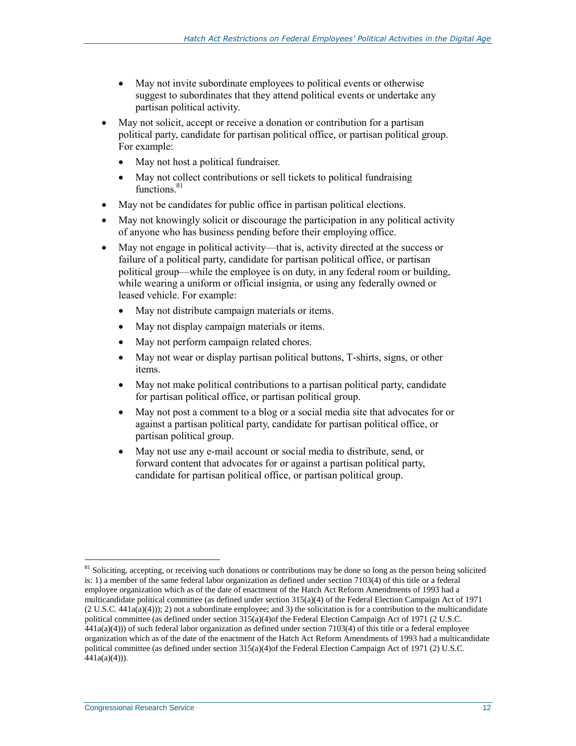- May not invite subordinate employees to political events or otherwise suggest to subordinates that they attend political events or undertake any partisan political activity.

- May not solicit, accept or receive a donation or contribution for a partisan political party, candidate for partisan political office, or partisan political group. For example:
  - May not host a political fundraiser.
  - May not collect contributions or sell tickets to political fundraising functions.[81]
- May not be candidates for public office in partisan political elections.
- May not knowingly solicit or discourage the participation in any political activity of anyone who has business pending before their employing office.
- May not engage in political activity—that is, activity directed at the success or failure of a political party, candidate for partisan political office, or partisan political group—while the employee is on duty, in any federal room or building, while wearing a uniform or official insignia, or using any federally owned or leased vehicle. For example:
  - May not distribute campaign materials or items.
  - May not display campaign materials or items.
  - May not perform campaign related chores.
  - May not wear or display partisan political buttons, T-shirts, signs, or other items.
  - May not make political contributions to a partisan political party, candidate for partisan political office, or partisan political group.
  - May not post a comment to a blog or a social media site that advocates for or against a partisan political party, candidate for partisan political office, or partisan political group.
  - May not use any e-mail account or social media to distribute, send, or forward content that advocates for or against a partisan political party, candidate for partisan political office, or partisan political group.

---

[81] Soliciting, accepting, or receiving such donations or contributions may be done so long as the person being solicited is: 1) a member of the same federal labor organization as defined under section 7103(4) of this title or a federal employee organization which as of the date of enactment of the Hatch Act Reform Amendments of 1993 had a multicandidate political committee (as defined under section 315(a)(4) of the Federal Election Campaign Act of 1971 (2 U.S.C. 441a(a)(4))); 2) not a subordinate employee; and 3) the solicitation is for a contribution to the multicandidate political committee (as defined under section 315(a)(4)of the Federal Election Campaign Act of 1971 (2 U.S.C. 441a(a)(4))) of such federal labor organization as defined under section 7103(4) of this title or a federal employee organization which as of the date of the enactment of the Hatch Act Reform Amendments of 1993 had a multicandidate political committee (as defined under section 315(a)(4)of the Federal Election Campaign Act of 1971 (2) U.S.C. 441a(a)(4))).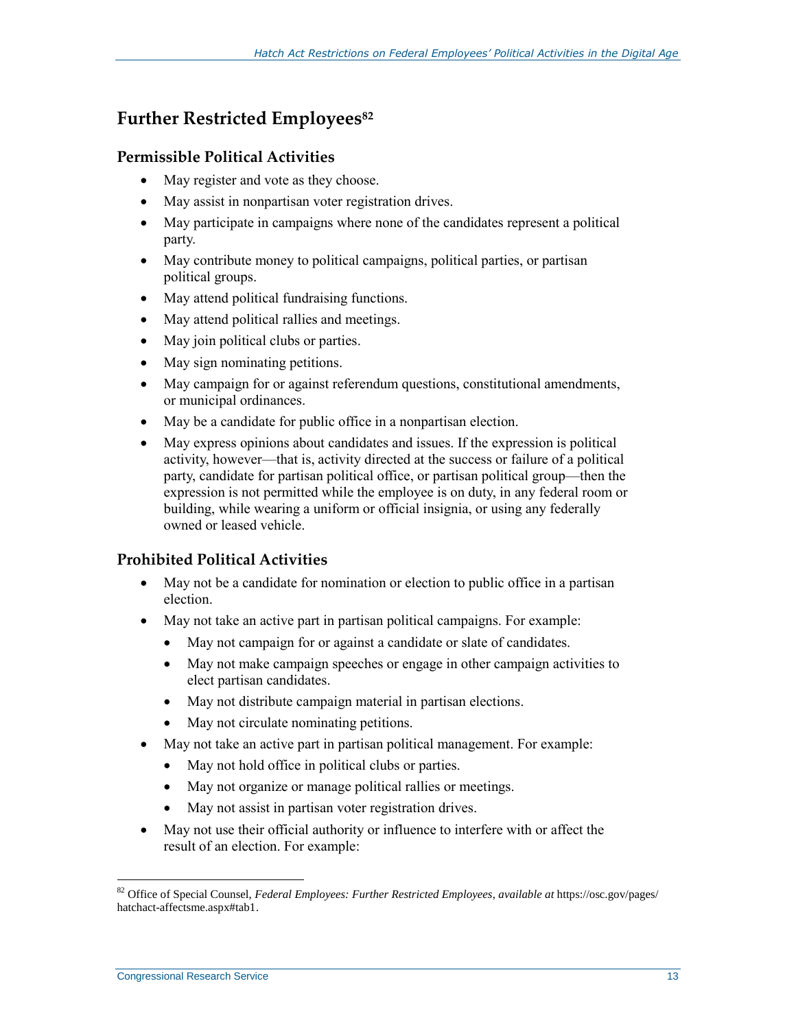## Further Restricted Employees[82]

### Permissible Political Activities

- May register and vote as they choose.
- May assist in nonpartisan voter registration drives.
- May participate in campaigns where none of the candidates represent a political party.
- May contribute money to political campaigns, political parties, or partisan political groups.
- May attend political fundraising functions.
- May attend political rallies and meetings.
- May join political clubs or parties.
- May sign nominating petitions.
- May campaign for or against referendum questions, constitutional amendments, or municipal ordinances.
- May be a candidate for public office in a nonpartisan election.
- May express opinions about candidates and issues. If the expression is political activity, however—that is, activity directed at the success or failure of a political party, candidate for partisan political office, or partisan political group—then the expression is not permitted while the employee is on duty, in any federal room or building, while wearing a uniform or official insignia, or using any federally owned or leased vehicle.

### Prohibited Political Activities

- May not be a candidate for nomination or election to public office in a partisan election.
- May not take an active part in partisan political campaigns. For example:
  - May not campaign for or against a candidate or slate of candidates.
  - May not make campaign speeches or engage in other campaign activities to elect partisan candidates.
  - May not distribute campaign material in partisan elections.
  - May not circulate nominating petitions.
- May not take an active part in partisan political management. For example:
  - May not hold office in political clubs or parties.
  - May not organize or manage political rallies or meetings.
  - May not assist in partisan voter registration drives.
- May not use their official authority or influence to interfere with or affect the result of an election. For example:

[82] Office of Special Counsel, *Federal Employees: Further Restricted Employees*, *available at* https://osc.gov/pages/hatchact-affectsme.aspx#tab1.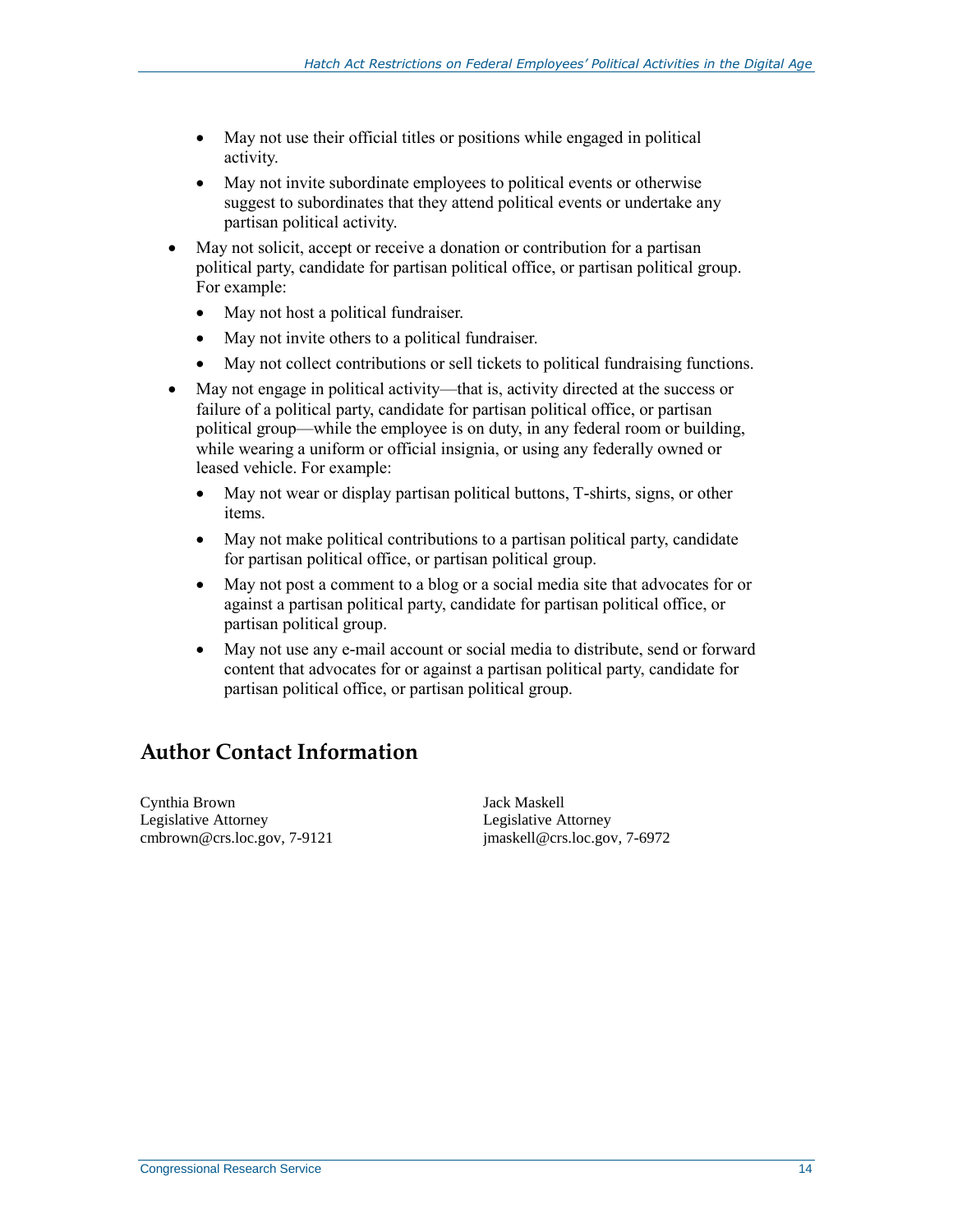- May not use their official titles or positions while engaged in political activity.
    - May not invite subordinate employees to political events or otherwise suggest to subordinates that they attend political events or undertake any partisan political activity.
- May not solicit, accept or receive a donation or contribution for a partisan political party, candidate for partisan political office, or partisan political group. For example:
    - May not host a political fundraiser.
    - May not invite others to a political fundraiser.
    - May not collect contributions or sell tickets to political fundraising functions.
- May not engage in political activity—that is, activity directed at the success or failure of a political party, candidate for partisan political office, or partisan political group—while the employee is on duty, in any federal room or building, while wearing a uniform or official insignia, or using any federally owned or leased vehicle. For example:
    - May not wear or display partisan political buttons, T-shirts, signs, or other items.
    - May not make political contributions to a partisan political party, candidate for partisan political office, or partisan political group.
    - May not post a comment to a blog or a social media site that advocates for or against a partisan political party, candidate for partisan political office, or partisan political group.
    - May not use any e-mail account or social media to distribute, send or forward content that advocates for or against a partisan political party, candidate for partisan political office, or partisan political group.

## Author Contact Information

Cynthia Brown
Legislative Attorney
cmbrown@crs.loc.gov, 7-9121

Jack Maskell
Legislative Attorney
jmaskell@crs.loc.gov, 7-6972